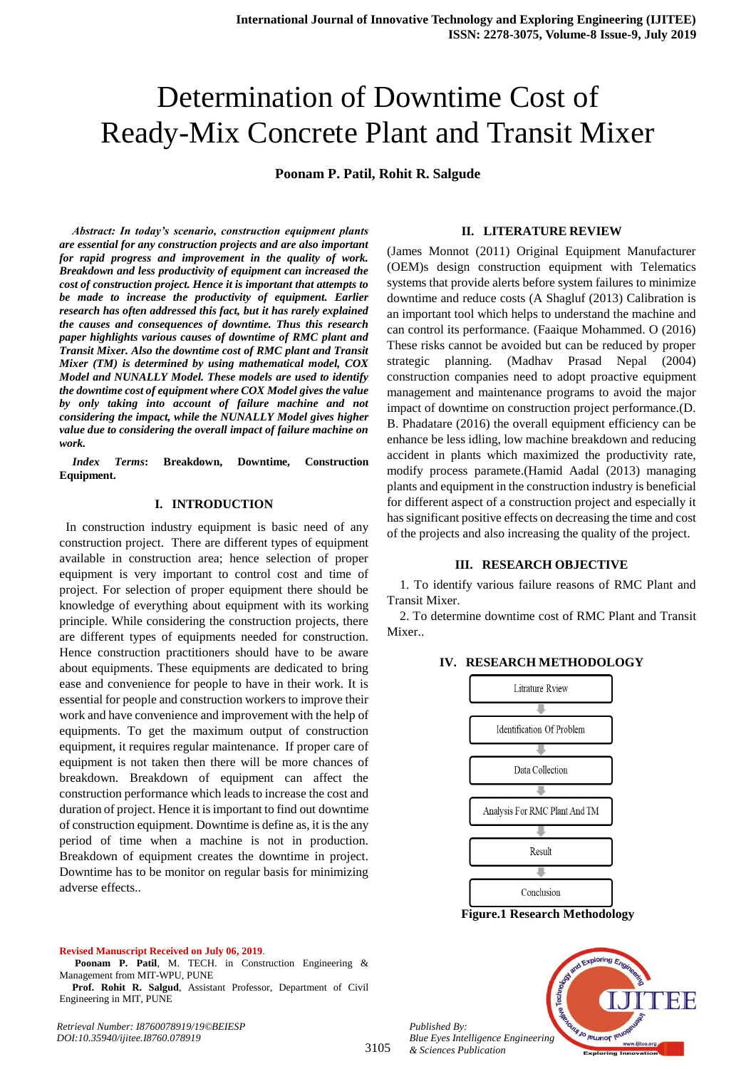# Determination of Downtime Cost of Ready-Mix Concrete Plant and Transit Mixer

**Poonam P. Patil, Rohit R. Salgude**

***Abstract: In today's scenario, construction equipment plants are essential for any construction projects and are also important for rapid progress and improvement in the quality of work. Breakdown and less productivity of equipment can increased the cost of construction project. Hence it is important that attempts to be made to increase the productivity of equipment. Earlier research has often addressed this fact, but it has rarely explained the causes and consequences of downtime. Thus this research paper highlights various causes of downtime of RMC plant and Transit Mixer. Also the downtime cost of RMC plant and Transit Mixer (TM) is determined by using mathematical model, COX Model and NUNALLY Model. These models are used to identify the downtime cost of equipment where COX Model gives the value by only taking into account of failure machine and not considering the impact, while the NUNALLY Model gives higher value due to considering the overall impact of failure machine on work.***

***Index Terms*: Breakdown, Downtime, Construction Equipment.**

## I. INTRODUCTION

In construction industry equipment is basic need of any construction project. There are different types of equipment available in construction area; hence selection of proper equipment is very important to control cost and time of project. For selection of proper equipment there should be knowledge of everything about equipment with its working principle. While considering the construction projects, there are different types of equipments needed for construction. Hence construction practitioners should have to be aware about equipments. These equipments are dedicated to bring ease and convenience for people to have in their work. It is essential for people and construction workers to improve their work and have convenience and improvement with the help of equipments. To get the maximum output of construction equipment, it requires regular maintenance. If proper care of equipment is not taken then there will be more chances of breakdown. Breakdown of equipment can affect the construction performance which leads to increase the cost and duration of project. Hence it is important to find out downtime of construction equipment. Downtime is define as, it is the any period of time when a machine is not in production. Breakdown of equipment creates the downtime in project. Downtime has to be monitor on regular basis for minimizing adverse effects..

## II. LITERATURE REVIEW

(James Monnot (2011) Original Equipment Manufacturer (OEM)s design construction equipment with Telematics systems that provide alerts before system failures to minimize downtime and reduce costs (A Shagluf (2013) Calibration is an important tool which helps to understand the machine and can control its performance. (Faaique Mohammed. O (2016) These risks cannot be avoided but can be reduced by proper strategic planning. (Madhav Prasad Nepal (2004) construction companies need to adopt proactive equipment management and maintenance programs to avoid the major impact of downtime on construction project performance.(D. B. Phadatare (2016) the overall equipment efficiency can be enhance be less idling, low machine breakdown and reducing accident in plants which maximized the productivity rate, modify process paramete.(Hamid Aadal (2013) managing plants and equipment in the construction industry is beneficial for different aspect of a construction project and especially it has significant positive effects on decreasing the time and cost of the projects and also increasing the quality of the project.

## III. RESEARCH OBJECTIVE

1. To identify various failure reasons of RMC Plant and Transit Mixer.
2. To determine downtime cost of RMC Plant and Transit Mixer..

## IV. RESEARCH METHODOLOGY

Litrature Rview → Identification Of Problem → Data Collection → Analysis For RMC Plant And TM → Result → Conclusion

**Figure.1 Research Methodology**

**Revised Manuscript Received on July 06, 2019.**

**Poonam P. Patil**, M. TECH. in Construction Engineering & Management from MIT-WPU, PUNE

**Prof. Rohit R. Salgud**, Assistant Professor, Department of Civil Engineering in MIT, PUNE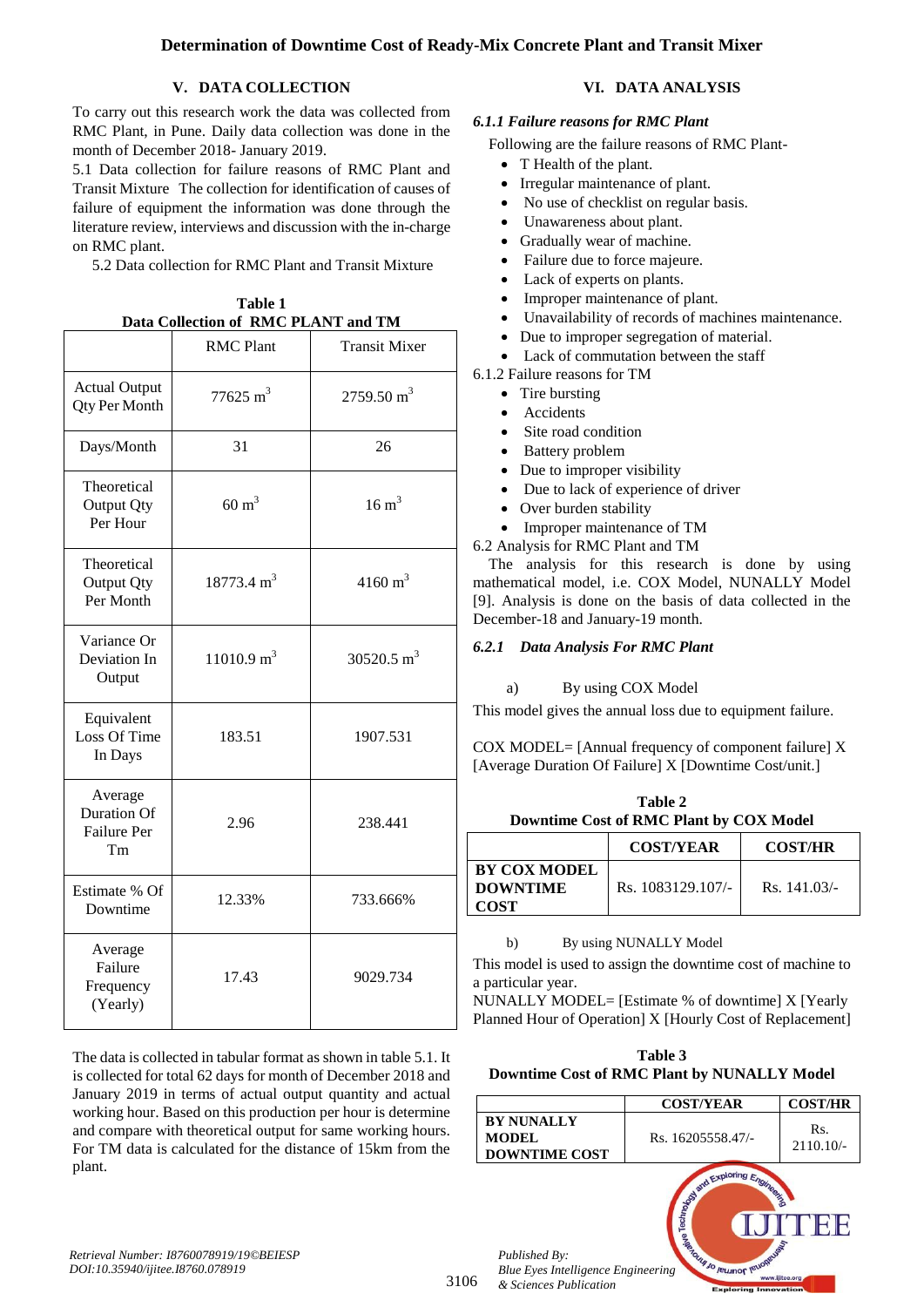## V. DATA COLLECTION

To carry out this research work the data was collected from RMC Plant, in Pune. Daily data collection was done in the month of December 2018- January 2019.

5.1 Data collection for failure reasons of RMC Plant and Transit Mixture The collection for identification of causes of failure of equipment the information was done through the literature review, interviews and discussion with the in-charge on RMC plant.

5.2 Data collection for RMC Plant and Transit Mixture

**Table 1**
**Data Collection of RMC PLANT and TM**

| | RMC Plant | Transit Mixer |
|---|---|---|
| Actual Output Qty Per Month | 77625 $m^3$ | 2759.50 $m^3$ |
| Days/Month | 31 | 26 |
| Theoretical Output Qty Per Hour | 60 $m^3$ | 16 $m^3$ |
| Theoretical Output Qty Per Month | 18773.4 $m^3$ | 4160 $m^3$ |
| Variance Or Deviation In Output | 11010.9 $m^3$ | 30520.5 $m^3$ |
| Equivalent Loss Of Time In Days | 183.51 | 1907.531 |
| Average Duration Of Failure Per Tm | 2.96 | 238.441 |
| Estimate % Of Downtime | 12.33% | 733.666% |
| Average Failure Frequency (Yearly) | 17.43 | 9029.734 |

The data is collected in tabular format as shown in table 5.1. It is collected for total 62 days for month of December 2018 and January 2019 in terms of actual output quantity and actual working hour. Based on this production per hour is determine and compare with theoretical output for same working hours. For TM data is calculated for the distance of 15km from the plant.

## VI. DATA ANALYSIS

### *6.1.1 Failure reasons for RMC Plant*

Following are the failure reasons of RMC Plant-

- T Health of the plant.
- Irregular maintenance of plant.
- No use of checklist on regular basis.
- Unawareness about plant.
- Gradually wear of machine.
- Failure due to force majeure.
- Lack of experts on plants.
- Improper maintenance of plant.
- Unavailability of records of machines maintenance.
- Due to improper segregation of material.
- Lack of commutation between the staff

6.1.2 Failure reasons for TM

- Tire bursting
- Accidents
- Site road condition
- Battery problem
- Due to improper visibility
- Due to lack of experience of driver
- Over burden stability
- Improper maintenance of TM

6.2 Analysis for RMC Plant and TM

The analysis for this research is done by using mathematical model, i.e. COX Model, NUNALLY Model [9]. Analysis is done on the basis of data collected in the December-18 and January-19 month.

### *6.2.1 Data Analysis For RMC Plant*

a) By using COX Model

This model gives the annual loss due to equipment failure.

COX MODEL= [Annual frequency of component failure] X [Average Duration Of Failure] X [Downtime Cost/unit.]

**Table 2**
**Downtime Cost of RMC Plant by COX Model**

| | COST/YEAR | COST/HR |
|---|---|---|
| **BY COX MODEL DOWNTIME COST** | Rs. 1083129.107/- | Rs. 141.03/- |

b) By using NUNALLY Model

This model is used to assign the downtime cost of machine to a particular year.

NUNALLY MODEL= [Estimate % of downtime] X [Yearly Planned Hour of Operation] X [Hourly Cost of Replacement]

**Table 3**
**Downtime Cost of RMC Plant by NUNALLY Model**

| | COST/YEAR | COST/HR |
|---|---|---|
| **BY NUNALLY MODEL DOWNTIME COST** | Rs. 16205558.47/- | Rs. 2110.10/- |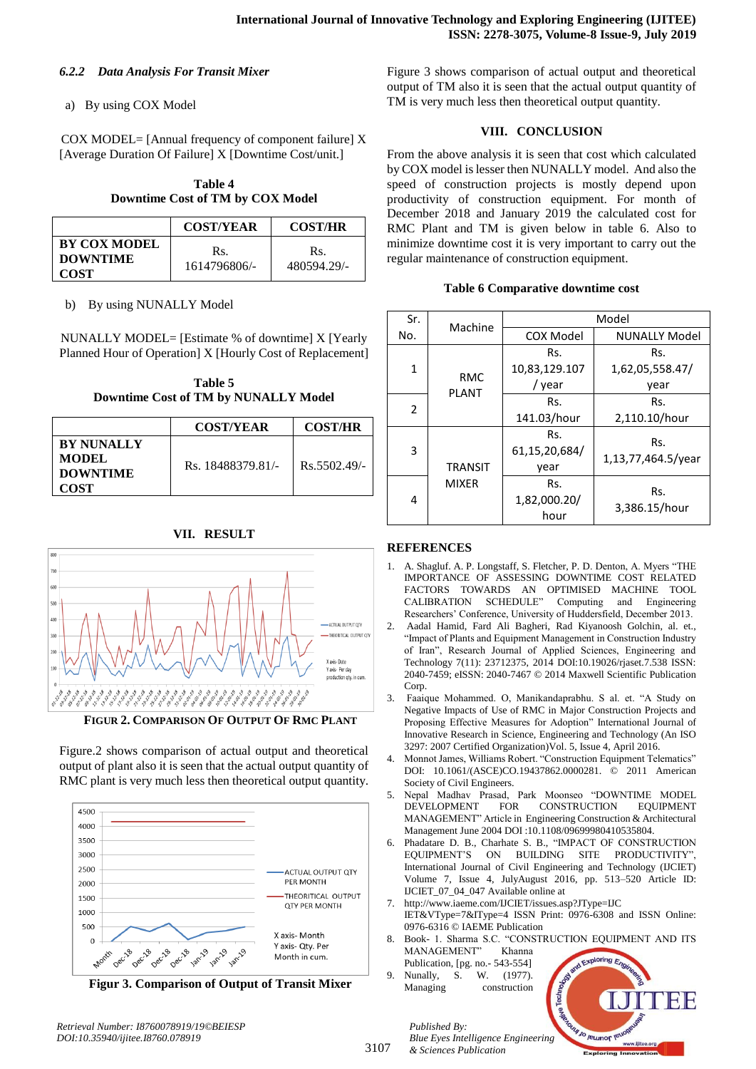### 6.2.2 Data Analysis For Transit Mixer

a) By using COX Model

COX MODEL= [Annual frequency of component failure] X [Average Duration Of Failure] X [Downtime Cost/unit.]

**Table 4**
**Downtime Cost of TM by COX Model**

| | COST/YEAR | COST/HR |
|---|---|---|
| **BY COX MODEL DOWNTIME COST** | Rs. 1614796806/- | Rs. 480594.29/- |

b) By using NUNALLY Model

NUNALLY MODEL= [Estimate % of downtime] X [Yearly Planned Hour of Operation] X [Hourly Cost of Replacement]

**Table 5**
**Downtime Cost of TM by NUNALLY Model**

| | COST/YEAR | COST/HR |
|---|---|---|
| **BY NUNALLY MODEL DOWNTIME COST** | Rs. 18488379.81/- | Rs.5502.49/- |

## VII. RESULT

**FIGUR 2. COMPARISON OF OUTPUT OF RMC PLANT**

Figure.2 shows comparison of actual output and theoretical output of plant also it is seen that the actual output quantity of RMC plant is very much less then theoretical output quantity.

**Figur 3. Comparison of Output of Transit Mixer**

Figure 3 shows comparison of actual output and theoretical output of TM also it is seen that the actual output quantity of TM is very much less then theoretical output quantity.

## VIII. CONCLUSION

From the above analysis it is seen that cost which calculated by COX model is lesser then NUNALLY model. And also the speed of construction projects is mostly depend upon productivity of construction equipment. For month of December 2018 and January 2019 the calculated cost for RMC Plant and TM is given below in table 6. Also to minimize downtime cost it is very important to carry out the regular maintenance of construction equipment.

**Table 6 Comparative downtime cost**

| Sr. No. | Machine | Model | |
|---|---|---|---|
| | | COX Model | NUNALLY Model |
| 1 | RMC PLANT | Rs. 10,83,129.107 / year | Rs. 1,62,05,558.47/ year |
| 2 | | Rs. 141.03/hour | Rs. 2,110.10/hour |
| 3 | TRANSIT MIXER | Rs. 61,15,20,684/ year | Rs. 1,13,77,464.5/year |
| 4 | | Rs. 1,82,000.20/ hour | Rs. 3,386.15/hour |

## REFERENCES

1. A. Shagluf. A. P. Longstaff, S. Fletcher, P. D. Denton, A. Myers "THE IMPORTANCE OF ASSESSING DOWNTIME COST RELATED FACTORS TOWARDS AN OPTIMISED MACHINE TOOL CALIBRATION SCHEDULE" Computing and Engineering Researchers' Conference, University of Huddersfield, December 2013.
2. Aadal Hamid, Fard Ali Bagheri, Rad Kiyanoosh Golchin, al. et., "Impact of Plants and Equipment Management in Construction Industry of Iran", Research Journal of Applied Sciences, Engineering and Technology 7(11): 23712375, 2014 DOI:10.19026/rjaset.7.538 ISSN: 2040-7459; eISSN: 2040-7467 © 2014 Maxwell Scientific Publication Corp.
3. Faaique Mohammed. O, Manikandaprabhu. S al. et. "A Study on Negative Impacts of Use of RMC in Major Construction Projects and Proposing Effective Measures for Adoption" International Journal of Innovative Research in Science, Engineering and Technology (An ISO 3297: 2007 Certified Organization)Vol. 5, Issue 4, April 2016.
4. Monnot James, Williams Robert. "Construction Equipment Telematics" DOI: 10.1061/(ASCE)CO.19437862.0000281. © 2011 American Society of Civil Engineers.
5. Nepal Madhav Prasad, Park Moonseo "DOWNTIME MODEL DEVELOPMENT FOR CONSTRUCTION EQUIPMENT MANAGEMENT" Article in Engineering Construction & Architectural Management June 2004 DOI :10.1108/09699980410535804.
6. Phadatare D. B., Charhate S. B., "IMPACT OF CONSTRUCTION EQUIPMENT'S ON BUILDING SITE PRODUCTIVITY", International Journal of Civil Engineering and Technology (IJCIET) Volume 7, Issue 4, JulyAugust 2016, pp. 513–520 Article ID: IJCIET_07_04_047 Available online at
7. http://www.iaeme.com/IJCIET/issues.asp?JType=IJC IET&VType=7&IType=4 ISSN Print: 0976-6308 and ISSN Online: 0976-6316 © IAEME Publication
8. Book- 1. Sharma S.C. "CONSTRUCTION EQUIPMENT AND ITS MANAGEMENT" Khanna Publication, [pg. no.- 543-554]
9. Nunally, S. W. (1977). Managing construction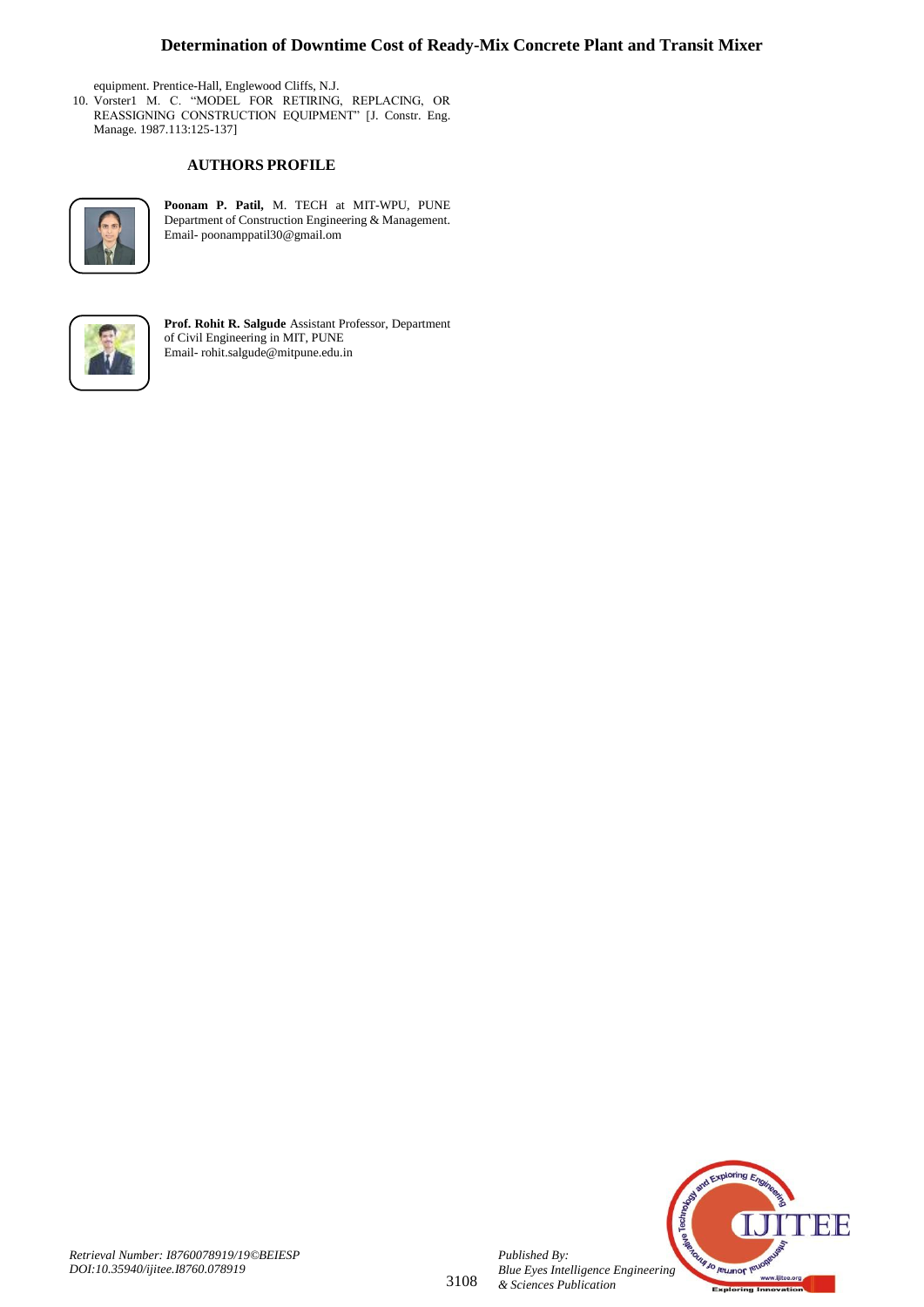equipment. Prentice-Hall, Englewood Cliffs, N.J.

10. Vorster1 M. C. "MODEL FOR RETIRING, REPLACING, OR REASSIGNING CONSTRUCTION EQUIPMENT" [J. Constr. Eng. Manage. 1987.113:125-137]

## AUTHORS PROFILE

**Poonam P. Patil,** M. TECH at MIT-WPU, PUNE Department of Construction Engineering & Management. Email- poonamppatil30@gmail.om

**Prof. Rohit R. Salgude** Assistant Professor, Department of Civil Engineering in MIT, PUNE Email- rohit.salgude@mitpune.edu.in